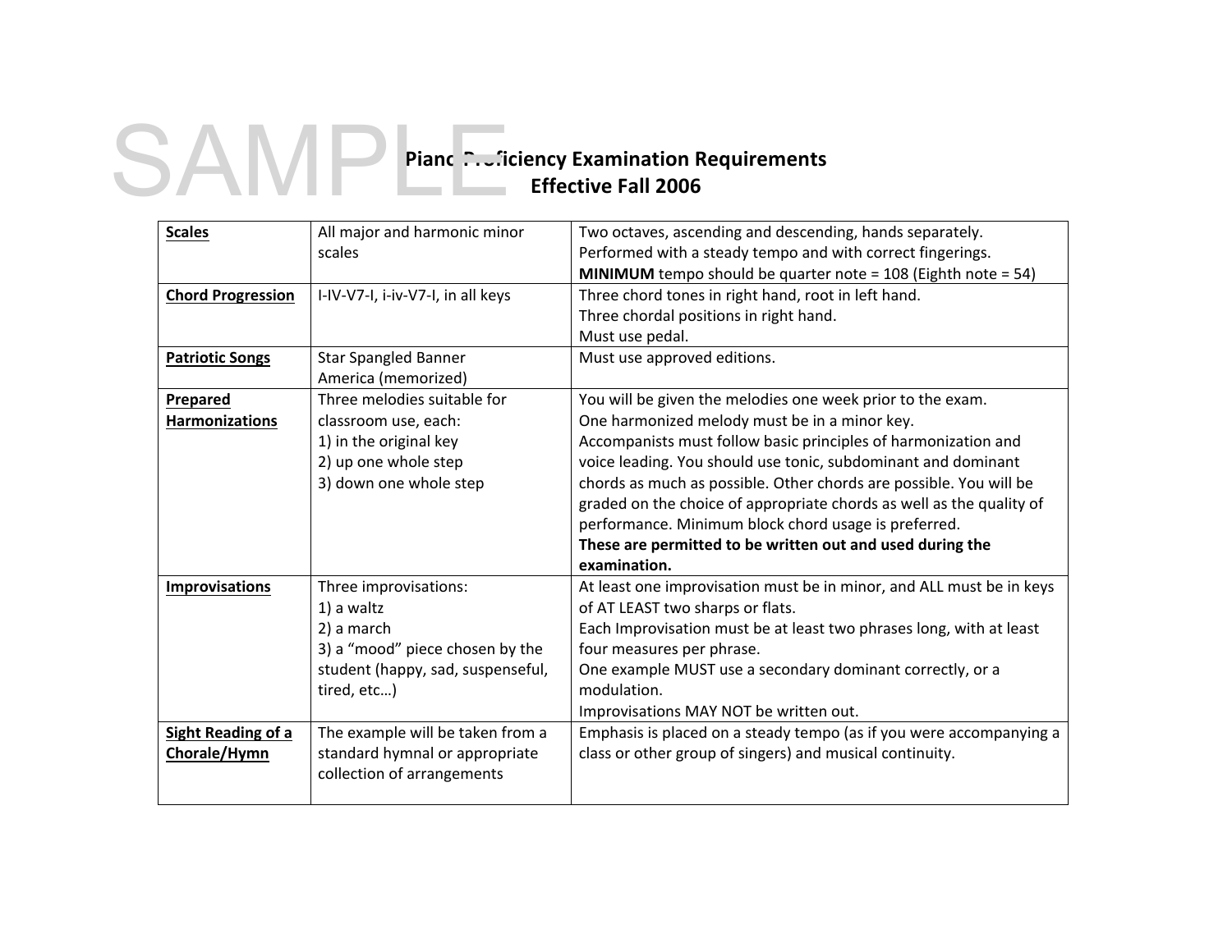SAMPLE

# Piano Proficiency Examination Requirements
## Effective Fall 2006

| | | |
|---|---|---|
| **Scales** | All major and harmonic minor scales | Two octaves, ascending and descending, hands separately.<br>Performed with a steady tempo and with correct fingerings.<br>**MINIMUM** tempo should be quarter note = 108 (Eighth note = 54) |
| **Chord Progression** | I-IV-V7-I, i-iv-V7-I, in all keys | Three chord tones in right hand, root in left hand.<br>Three chordal positions in right hand.<br>Must use pedal. |
| **Patriotic Songs** | Star Spangled Banner<br>America (memorized) | Must use approved editions. |
| **Prepared Harmonizations** | Three melodies suitable for classroom use, each:<br>1) in the original key<br>2) up one whole step<br>3) down one whole step | You will be given the melodies one week prior to the exam.<br>One harmonized melody must be in a minor key.<br>Accompanists must follow basic principles of harmonization and voice leading. You should use tonic, subdominant and dominant chords as much as possible. Other chords are possible. You will be graded on the choice of appropriate chords as well as the quality of performance. Minimum block chord usage is preferred.<br>**These are permitted to be written out and used during the examination.** |
| **Improvisations** | Three improvisations:<br>1) a waltz<br>2) a march<br>3) a "mood" piece chosen by the student (happy, sad, suspenseful, tired, etc…) | At least one improvisation must be in minor, and ALL must be in keys of AT LEAST two sharps or flats.<br>Each Improvisation must be at least two phrases long, with at least four measures per phrase.<br>One example MUST use a secondary dominant correctly, or a modulation.<br>Improvisations MAY NOT be written out. |
| **Sight Reading of a Chorale/Hymn** | The example will be taken from a standard hymnal or appropriate collection of arrangements | Emphasis is placed on a steady tempo (as if you were accompanying a class or other group of singers) and musical continuity. |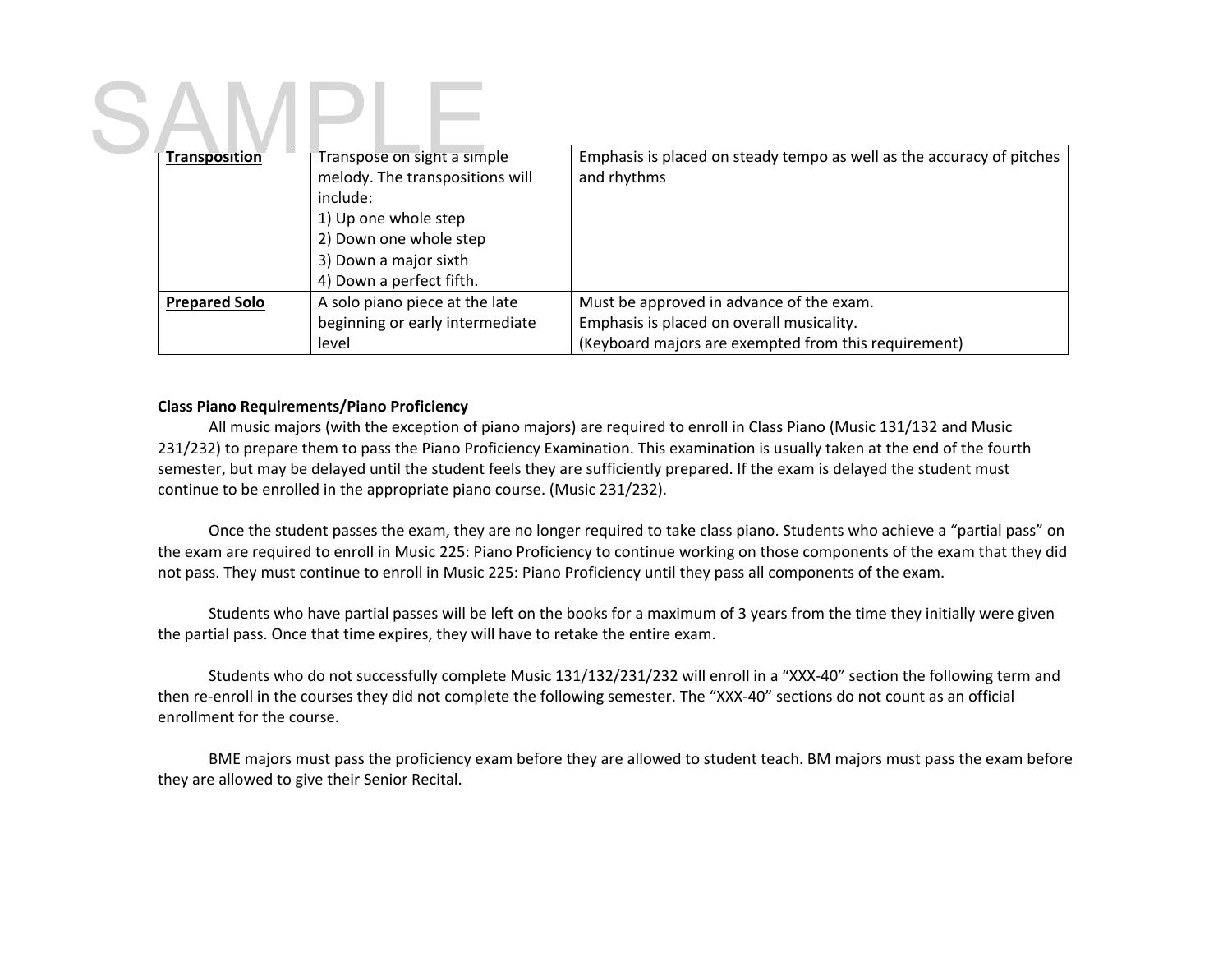| **Transposition** | Transpose on sight a simple melody. The transpositions will include:<br>1) Up one whole step<br>2) Down one whole step<br>3) Down a major sixth<br>4) Down a perfect fifth. | Emphasis is placed on steady tempo as well as the accuracy of pitches and rhythms |
|---|---|---|
| **Prepared Solo** | A solo piano piece at the late beginning or early intermediate level | Must be approved in advance of the exam.<br>Emphasis is placed on overall musicality.<br>(Keyboard majors are exempted from this requirement) |

**Class Piano Requirements/Piano Proficiency**

All music majors (with the exception of piano majors) are required to enroll in Class Piano (Music 131/132 and Music 231/232) to prepare them to pass the Piano Proficiency Examination. This examination is usually taken at the end of the fourth semester, but may be delayed until the student feels they are sufficiently prepared. If the exam is delayed the student must continue to be enrolled in the appropriate piano course. (Music 231/232).

Once the student passes the exam, they are no longer required to take class piano. Students who achieve a "partial pass" on the exam are required to enroll in Music 225: Piano Proficiency to continue working on those components of the exam that they did not pass. They must continue to enroll in Music 225: Piano Proficiency until they pass all components of the exam.

Students who have partial passes will be left on the books for a maximum of 3 years from the time they initially were given the partial pass. Once that time expires, they will have to retake the entire exam.

Students who do not successfully complete Music 131/132/231/232 will enroll in a "XXX-40" section the following term and then re-enroll in the courses they did not complete the following semester. The "XXX-40" sections do not count as an official enrollment for the course.

BME majors must pass the proficiency exam before they are allowed to student teach. BM majors must pass the exam before they are allowed to give their Senior Recital.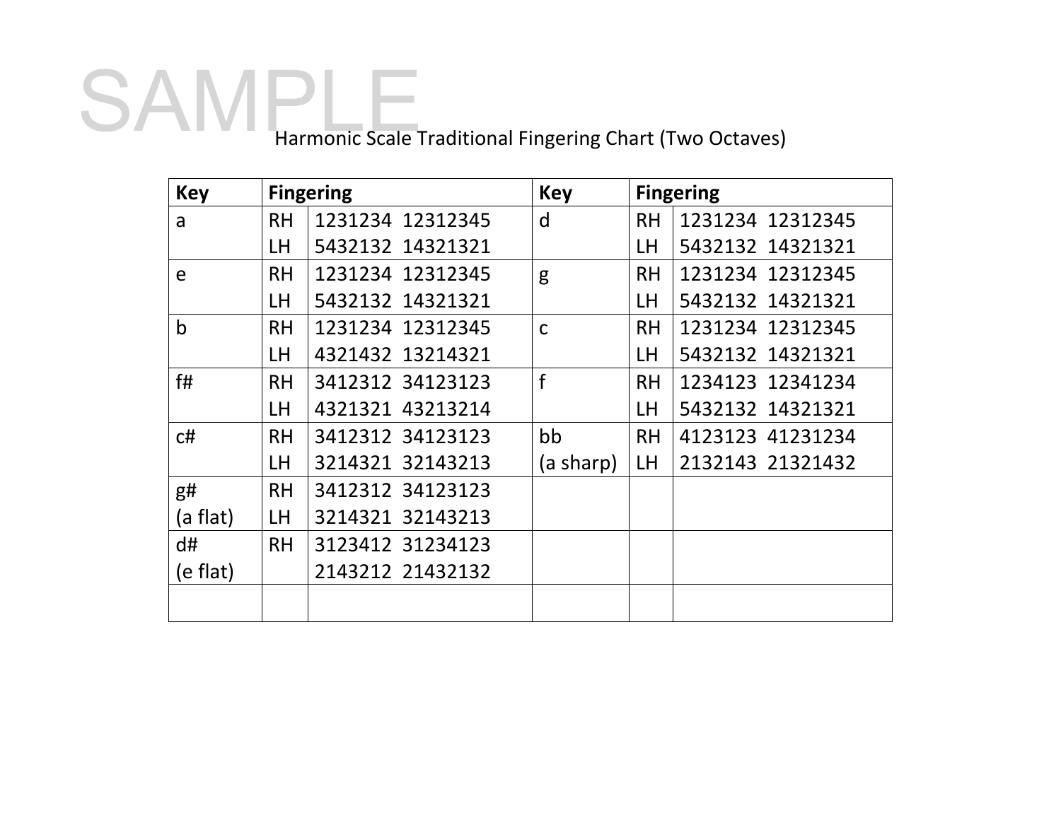SAMPLE

Harmonic Scale Traditional Fingering Chart (Two Octaves)

| Key | Fingering | | Key | Fingering | |
|---|---|---|---|---|---|
| a | RH<br>LH | 1231234  12312345<br>5432132  14321321 | d | RH<br>LH | 1231234  12312345<br>5432132  14321321 |
| e | RH<br>LH | 1231234  12312345<br>5432132  14321321 | g | RH<br>LH | 1231234  12312345<br>5432132  14321321 |
| b | RH<br>LH | 1231234  12312345<br>4321432  13214321 | c | RH<br>LH | 1231234  12312345<br>5432132  14321321 |
| f# | RH<br>LH | 3412312  34123123<br>4321321  43213214 | f | RH<br>LH | 1234123  12341234<br>5432132  14321321 |
| c# | RH<br>LH | 3412312  34123123<br>3214321  32143213 | bb<br>(a sharp) | RH<br>LH | 4123123  41231234<br>2132143  21321432 |
| g#<br>(a flat) | RH<br>LH | 3412312  34123123<br>3214321  32143213 | | | |
| d#<br>(e flat) | RH | 3123412  31234123<br>2143212  21432132 | | | |
| | | | | | |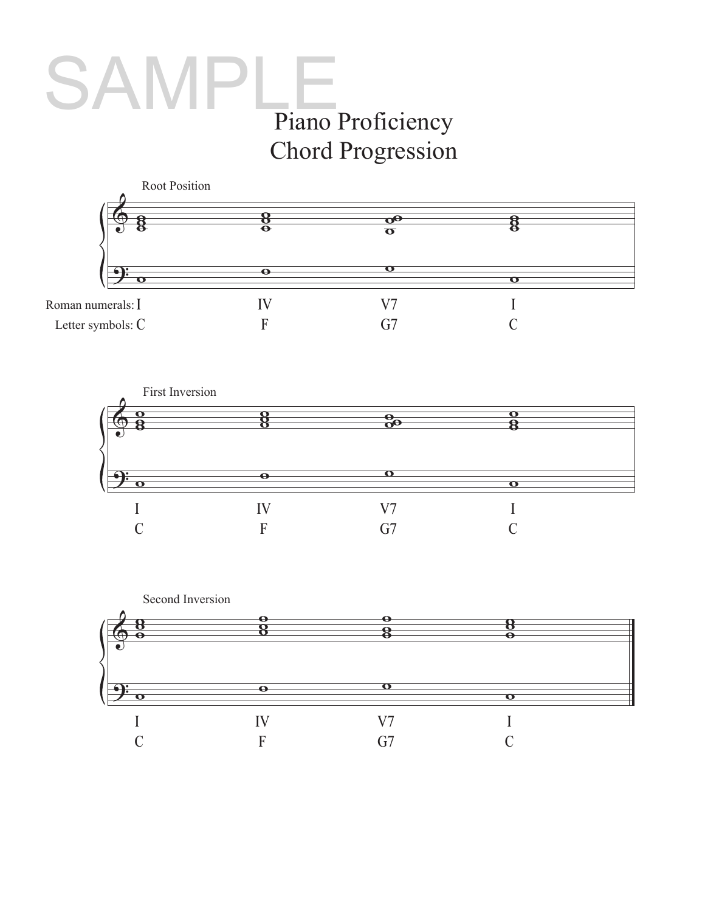SAMPLE

# Piano Proficiency
# Chord Progression

Root Position

Roman numerals: I IV V7 I

Letter symbols: C F G7 C

First Inversion

I IV V7 I

C F G7 C

Second Inversion

I IV V7 I

C F G7 C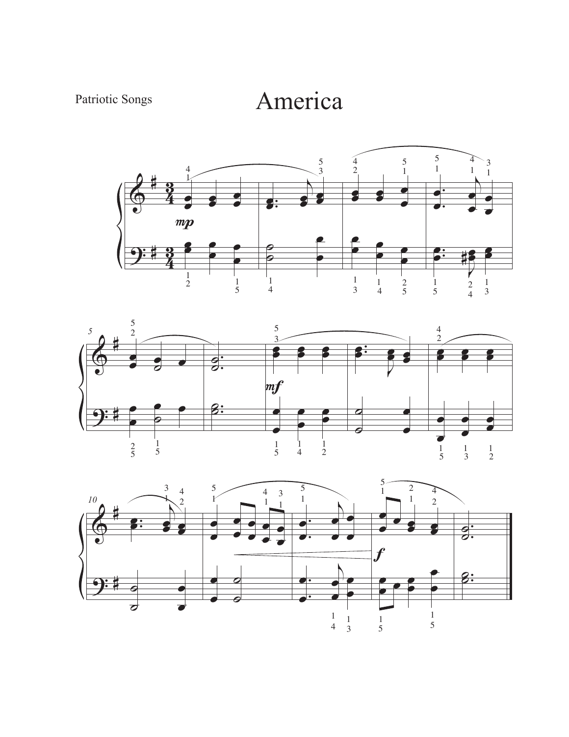Patriotic Songs

# America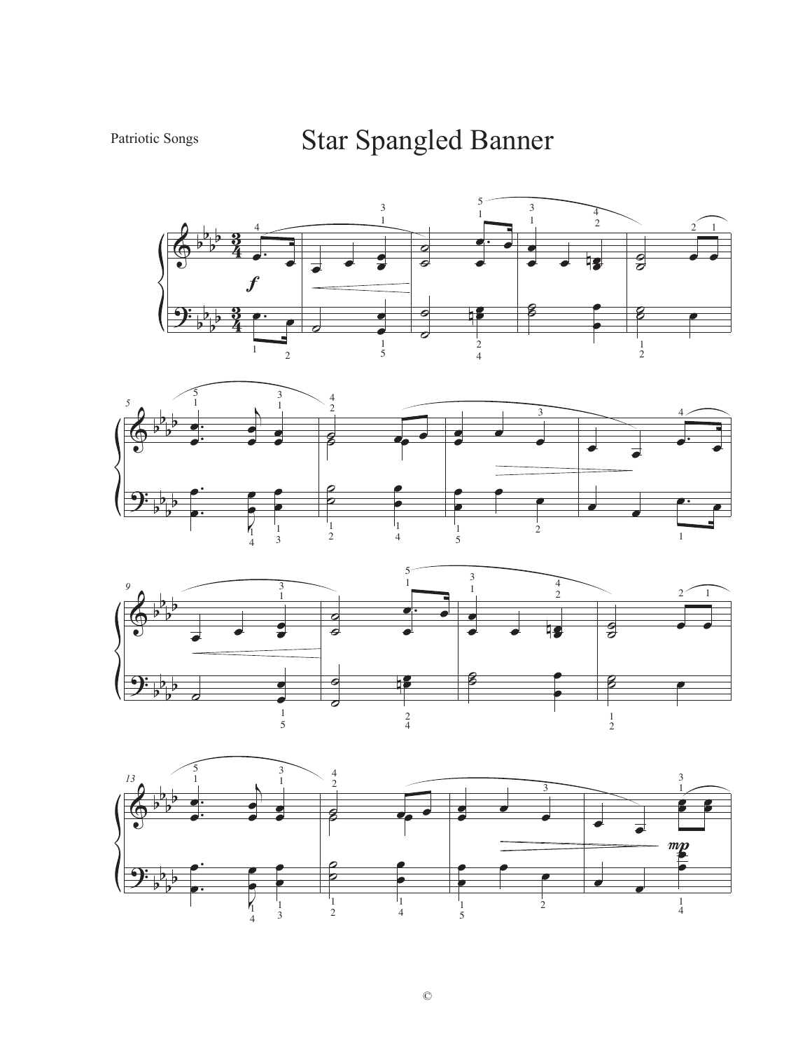Patriotic Songs

# Star Spangled Banner

©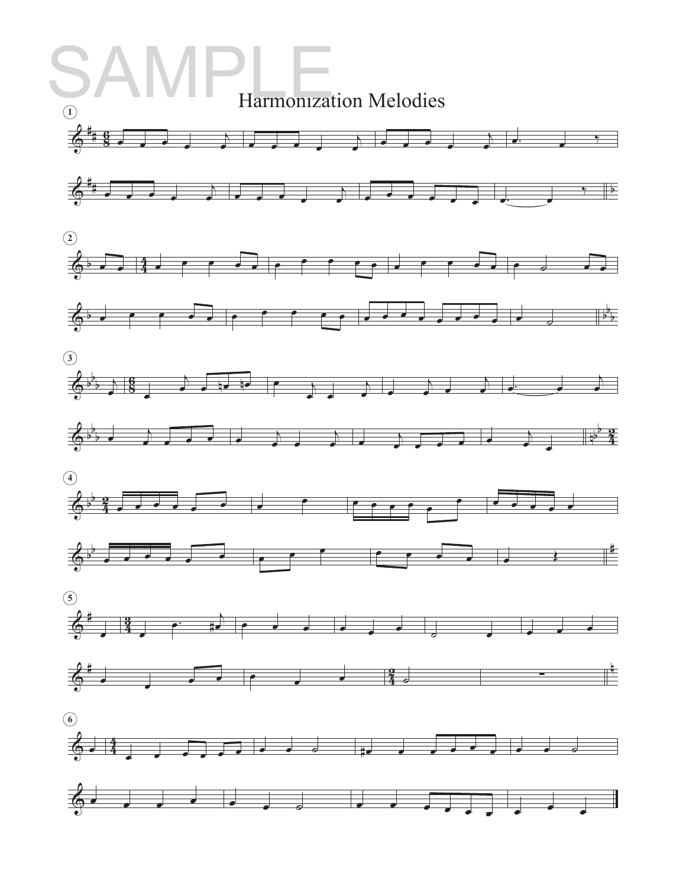SAMPLE

# Harmonization Melodies

1

2

3

4

5

6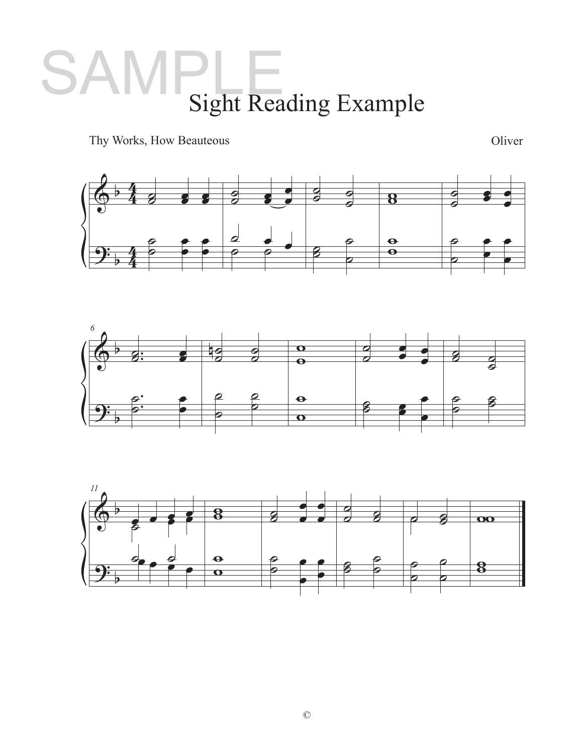SAMPLE

# Sight Reading Example

Thy Works, How Beauteous

Oliver

©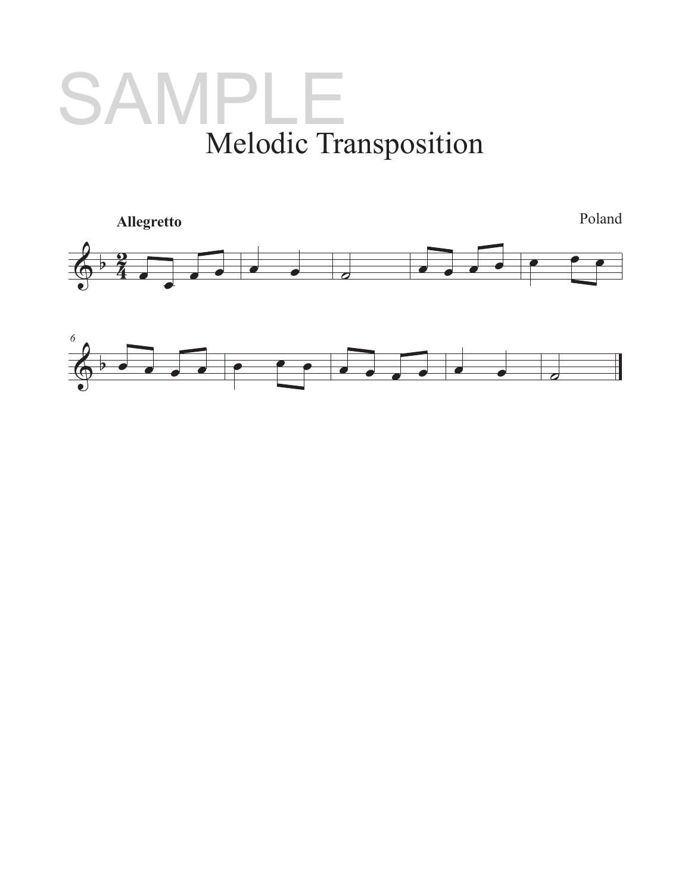SAMPLE

# Melodic Transposition

**Allegretto**

Poland